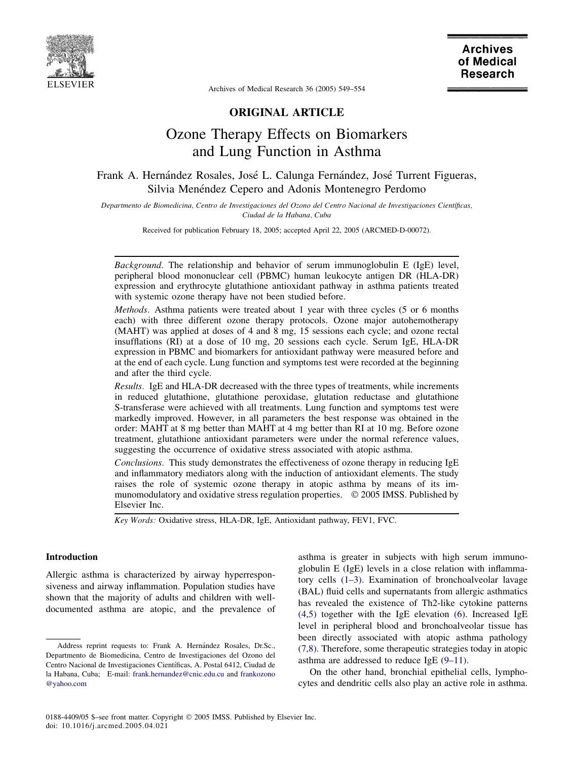ORIGINAL ARTICLE

# Ozone Therapy Effects on Biomarkers and Lung Function in Asthma

Frank A. Hernández Rosales, José L. Calunga Fernández, José Turrent Figueras, Silvia Menéndez Cepero and Adonis Montenegro Perdomo

*Departmento de Biomedicina, Centro de Investigaciones del Ozono del Centro Nacional de Investigaciones Científicas, Ciudad de la Habana, Cuba*

Received for publication February 18, 2005; accepted April 22, 2005 (ARCMED-D-00072).

*Background.* The relationship and behavior of serum immunoglobulin E (IgE) level, peripheral blood mononuclear cell (PBMC) human leukocyte antigen DR (HLA-DR) expression and erythrocyte glutathione antioxidant pathway in asthma patients treated with systemic ozone therapy have not been studied before.

*Methods.* Asthma patients were treated about 1 year with three cycles (5 or 6 months each) with three different ozone therapy protocols. Ozone major autohemotherapy (MAHT) was applied at doses of 4 and 8 mg, 15 sessions each cycle; and ozone rectal insufflations (RI) at a dose of 10 mg, 20 sessions each cycle. Serum IgE, HLA-DR expression in PBMC and biomarkers for antioxidant pathway were measured before and at the end of each cycle. Lung function and symptoms test were recorded at the beginning and after the third cycle.

*Results.* IgE and HLA-DR decreased with the three types of treatments, while increments in reduced glutathione, glutathione peroxidase, glutation reductase and glutathione S-transferase were achieved with all treatments. Lung function and symptoms test were markedly improved. However, in all parameters the best response was obtained in the order: MAHT at 8 mg better than MAHT at 4 mg better than RI at 10 mg. Before ozone treatment, glutathione antioxidant parameters were under the normal reference values, suggesting the occurrence of oxidative stress associated with atopic asthma.

*Conclusions.* This study demonstrates the effectiveness of ozone therapy in reducing IgE and inflammatory mediators along with the induction of antioxidant elements. The study raises the role of systemic ozone therapy in atopic asthma by means of its immunomodulatory and oxidative stress regulation properties. © 2005 IMSS. Published by Elsevier Inc.

*Key Words:* Oxidative stress, HLA-DR, IgE, Antioxidant pathway, FEV1, FVC.

## Introduction

Allergic asthma is characterized by airway hyperresponsiveness and airway inflammation. Population studies have shown that the majority of adults and children with well-documented asthma are atopic, and the prevalence of asthma is greater in subjects with high serum immunoglobulin E (IgE) levels in a close relation with inflammatory cells (1–3). Examination of bronchoalveolar lavage (BAL) fluid cells and supernatants from allergic asthmatics has revealed the existence of Th2-like cytokine patterns (4,5) together with the IgE elevation (6). Increased IgE level in peripheral blood and bronchoalveolar tissue has been directly associated with atopic asthma pathology (7,8). Therefore, some therapeutic strategies today in atopic asthma are addressed to reduce IgE (9–11).

On the other hand, bronchial epithelial cells, lymphocytes and dendritic cells also play an active role in asthma.

Address reprint requests to: Frank A. Hernández Rosales, Dr.Sc., Departmento de Biomedicina, Centro de Investigaciones del Ozono del Centro Nacional de Investigaciones Científicas, A. Postal 6412, Ciudad de la Habana, Cuba; E-mail: frank.hernandez@cnic.edu.cu and frankozono@yahoo.com

0188-4409/05 $–see front matter. Copyright © 2005 IMSS. Published by Elsevier Inc.
doi: 10.1016/j.arcmed.2005.04.021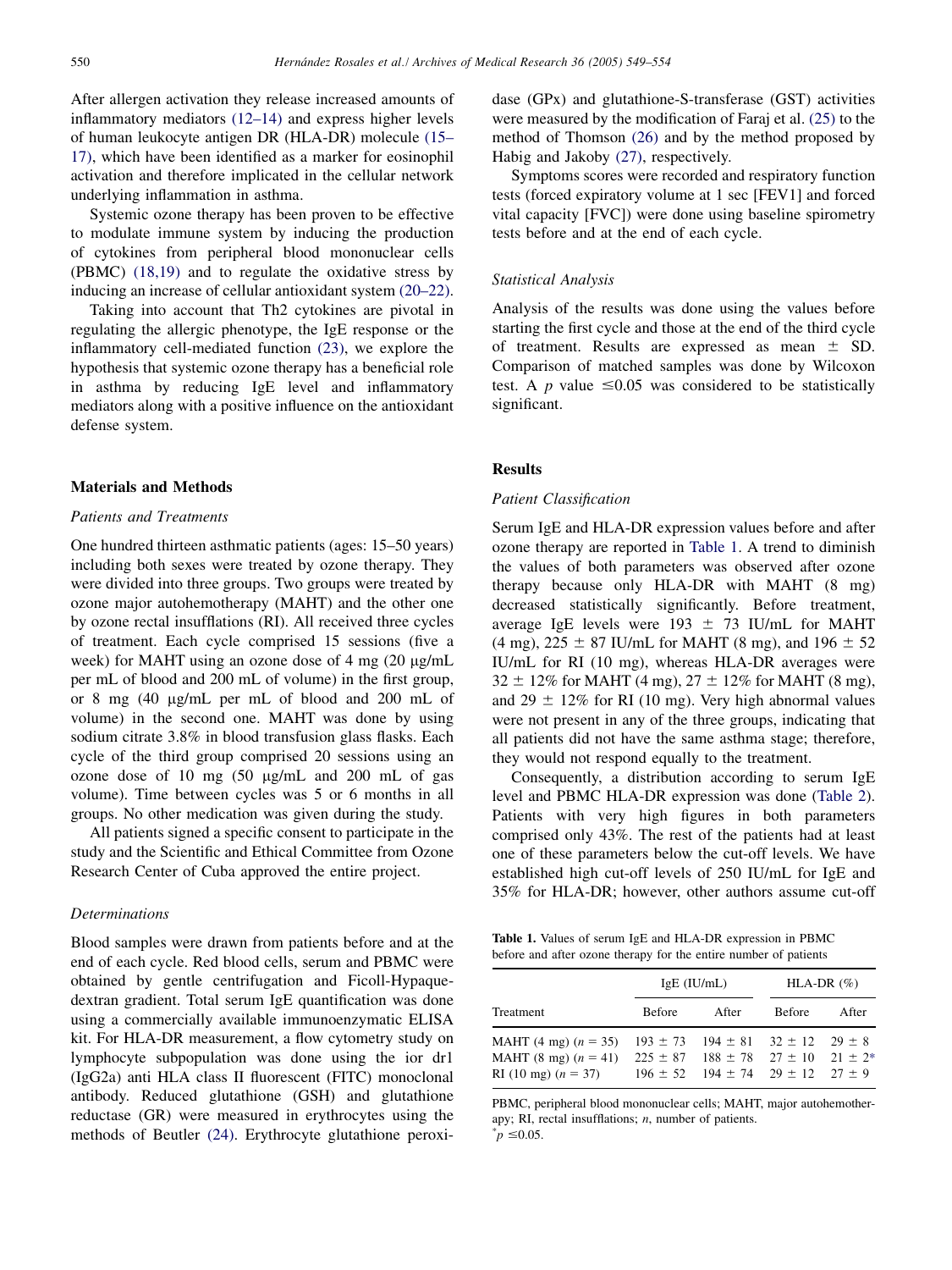After allergen activation they release increased amounts of inflammatory mediators (12–14) and express higher levels of human leukocyte antigen DR (HLA-DR) molecule (15–17), which have been identified as a marker for eosinophil activation and therefore implicated in the cellular network underlying inflammation in asthma.

Systemic ozone therapy has been proven to be effective to modulate immune system by inducing the production of cytokines from peripheral blood mononuclear cells (PBMC) (18,19) and to regulate the oxidative stress by inducing an increase of cellular antioxidant system (20–22).

Taking into account that Th2 cytokines are pivotal in regulating the allergic phenotype, the IgE response or the inflammatory cell-mediated function (23), we explore the hypothesis that systemic ozone therapy has a beneficial role in asthma by reducing IgE level and inflammatory mediators along with a positive influence on the antioxidant defense system.

## Materials and Methods

### *Patients and Treatments*

One hundred thirteen asthmatic patients (ages: 15–50 years) including both sexes were treated by ozone therapy. They were divided into three groups. Two groups were treated by ozone major autohemotherapy (MAHT) and the other one by ozone rectal insufflations (RI). All received three cycles of treatment. Each cycle comprised 15 sessions (five a week) for MAHT using an ozone dose of 4 mg (20 μg/mL per mL of blood and 200 mL of volume) in the first group, or 8 mg (40 μg/mL per mL of blood and 200 mL of volume) in the second one. MAHT was done by using sodium citrate 3.8% in blood transfusion glass flasks. Each cycle of the third group comprised 20 sessions using an ozone dose of 10 mg (50 μg/mL and 200 mL of gas volume). Time between cycles was 5 or 6 months in all groups. No other medication was given during the study.

All patients signed a specific consent to participate in the study and the Scientific and Ethical Committee from Ozone Research Center of Cuba approved the entire project.

### *Determinations*

Blood samples were drawn from patients before and at the end of each cycle. Red blood cells, serum and PBMC were obtained by gentle centrifugation and Ficoll-Hypaque-dextran gradient. Total serum IgE quantification was done using a commercially available immunoenzymatic ELISA kit. For HLA-DR measurement, a flow cytometry study on lymphocyte subpopulation was done using the ior dr1 (IgG2a) anti HLA class II fluorescent (FITC) monoclonal antibody. Reduced glutathione (GSH) and glutathione reductase (GR) were measured in erythrocytes using the methods of Beutler (24). Erythrocyte glutathione peroxidase (GPx) and glutathione-S-transferase (GST) activities were measured by the modification of Faraj et al. (25) to the method of Thomson (26) and by the method proposed by Habig and Jakoby (27), respectively.

Symptoms scores were recorded and respiratory function tests (forced expiratory volume at 1 sec [FEV1] and forced vital capacity [FVC]) were done using baseline spirometry tests before and at the end of each cycle.

### *Statistical Analysis*

Analysis of the results was done using the values before starting the first cycle and those at the end of the third cycle of treatment. Results are expressed as mean ± SD. Comparison of matched samples was done by Wilcoxon test. A $p$ value $\leq 0.05$ was considered to be statistically significant.

## Results

### *Patient Classification*

Serum IgE and HLA-DR expression values before and after ozone therapy are reported in Table 1. A trend to diminish the values of both parameters was observed after ozone therapy because only HLA-DR with MAHT (8 mg) decreased statistically significantly. Before treatment, average IgE levels were 193 ± 73 IU/mL for MAHT (4 mg), 225 ± 87 IU/mL for MAHT (8 mg), and 196 ± 52 IU/mL for RI (10 mg), whereas HLA-DR averages were 32 ± 12% for MAHT (4 mg), 27 ± 12% for MAHT (8 mg), and 29 ± 12% for RI (10 mg). Very high abnormal values were not present in any of the three groups, indicating that all patients did not have the same asthma stage; therefore, they would not respond equally to the treatment.

Consequently, a distribution according to serum IgE level and PBMC HLA-DR expression was done (Table 2). Patients with very high figures in both parameters comprised only 43%. The rest of the patients had at least one of these parameters below the cut-off levels. We have established high cut-off levels of 250 IU/mL for IgE and 35% for HLA-DR; however, other authors assume cut-off

**Table 1.** Values of serum IgE and HLA-DR expression in PBMC before and after ozone therapy for the entire number of patients

| Treatment | IgE (IU/mL) | | HLA-DR (%) | |
|---|---|---|---|---|
| | Before | After | Before | After |
| MAHT (4 mg) ($n$ = 35) | 193 ± 73 | 194 ± 81 | 32 ± 12 | 29 ± 8 |
| MAHT (8 mg) ($n$ = 41) | 225 ± 87 | 188 ± 78 | 27 ± 10 | 21 ± 2* |
| RI (10 mg) ($n$ = 37) | 196 ± 52 | 194 ± 74 | 29 ± 12 | 27 ± 9 |

PBMC, peripheral blood mononuclear cells; MAHT, major autohemotherapy; RI, rectal insufflations; $n$, number of patients.
*$p \leq 0.05$.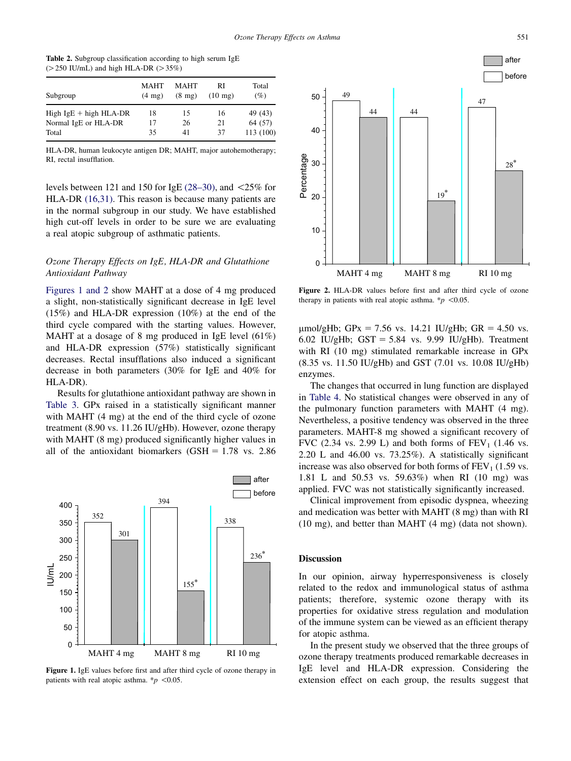**Table 2.** Subgroup classification according to high serum IgE (>250 IU/mL) and high HLA-DR (>35%)

| Subgroup | MAHT (4 mg) | MAHT (8 mg) | RI (10 mg) | Total (%) |
|---|---|---|---|---|
| High IgE + high HLA-DR | 18 | 15 | 16 | 49 (43) |
| Normal IgE or HLA-DR | 17 | 26 | 21 | 64 (57) |
| Total | 35 | 41 | 37 | 113 (100) |

HLA-DR, human leukocyte antigen DR; MAHT, major autohemotherapy; RI, rectal insufflation.

levels between 121 and 150 for IgE (28–30), and <25% for HLA-DR (16,31). This reason is because many patients are in the normal subgroup in our study. We have established high cut-off levels in order to be sure we are evaluating a real atopic subgroup of asthmatic patients.

### *Ozone Therapy Effects on IgE, HLA-DR and Glutathione Antioxidant Pathway*

Figures 1 and 2 show MAHT at a dose of 4 mg produced a slight, non-statistically significant decrease in IgE level (15%) and HLA-DR expression (10%) at the end of the third cycle compared with the starting values. However, MAHT at a dosage of 8 mg produced in IgE level (61%) and HLA-DR expression (57%) statistically significant decreases. Rectal insufflations also induced a significant decrease in both parameters (30% for IgE and 40% for HLA-DR).

Results for glutathione antioxidant pathway are shown in Table 3. GPx raised in a statistically significant manner with MAHT (4 mg) at the end of the third cycle of ozone treatment (8.90 vs. 11.26 IU/gHb). However, ozone therapy with MAHT (8 mg) produced significantly higher values in all of the antioxidant biomarkers (GSH = 1.78 vs. 2.86 µmol/gHb; GPx = 7.56 vs. 14.21 IU/gHb; GR = 4.50 vs. 6.02 IU/gHb; GST = 5.84 vs. 9.99 IU/gHb). Treatment with RI (10 mg) stimulated remarkable increase in GPx (8.35 vs. 11.50 IU/gHb) and GST (7.01 vs. 10.08 IU/gHb) enzymes.

**Figure 1.** IgE values before first and after third cycle of ozone therapy in patients with real atopic asthma. *$p$ <0.05.

**Figure 2.** HLA-DR values before first and after third cycle of ozone therapy in patients with real atopic asthma. *$p$ <0.05.

The changes that occurred in lung function are displayed in Table 4. No statistical changes were observed in any of the pulmonary function parameters with MAHT (4 mg). Nevertheless, a positive tendency was observed in the three parameters. MAHT-8 mg showed a significant recovery of FVC (2.34 vs. 2.99 L) and both forms of $FEV_1$ (1.46 vs. 2.20 L and 46.00 vs. 73.25%). A statistically significant increase was also observed for both forms of $FEV_1$ (1.59 vs. 1.81 L and 50.53 vs. 59.63%) when RI (10 mg) was applied. FVC was not statistically significantly increased.

Clinical improvement from episodic dyspnea, wheezing and medication was better with MAHT (8 mg) than with RI (10 mg), and better than MAHT (4 mg) (data not shown).

## Discussion

In our opinion, airway hyperresponsiveness is closely related to the redox and immunological status of asthma patients; therefore, systemic ozone therapy with its properties for oxidative stress regulation and modulation of the immune system can be viewed as an efficient therapy for atopic asthma.

In the present study we observed that the three groups of ozone therapy treatments produced remarkable decreases in IgE level and HLA-DR expression. Considering the extension effect on each group, the results suggest that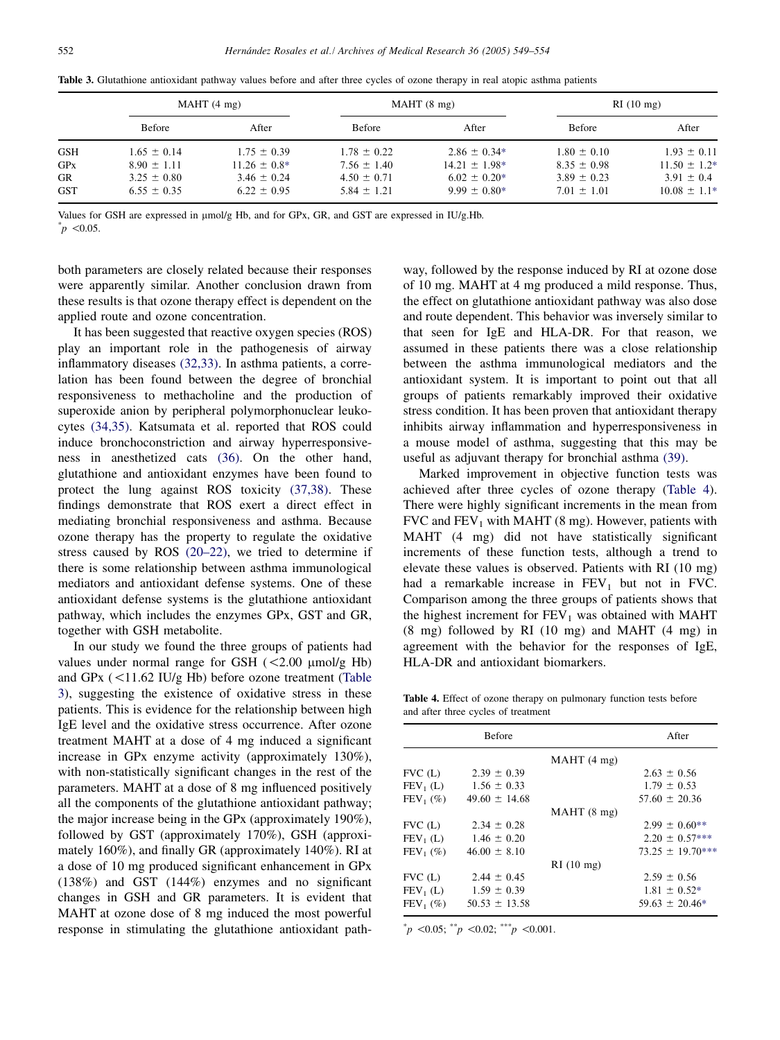**Table 3.** Glutathione antioxidant pathway values before and after three cycles of ozone therapy in real atopic asthma patients

| | MAHT (4 mg) | | MAHT (8 mg) | | RI (10 mg) | |
|---|---|---|---|---|---|---|
| | Before | After | Before | After | Before | After |
| GSH | 1.65 ± 0.14 | 1.75 ± 0.39 | 1.78 ± 0.22 | 2.86 ± 0.34* | 1.80 ± 0.10 | 1.93 ± 0.11 |
| GPx | 8.90 ± 1.11 | 11.26 ± 0.8* | 7.56 ± 1.40 | 14.21 ± 1.98* | 8.35 ± 0.98 | 11.50 ± 1.2* |
| GR | 3.25 ± 0.80 | 3.46 ± 0.24 | 4.50 ± 0.71 | 6.02 ± 0.20* | 3.89 ± 0.23 | 3.91 ± 0.4 |
| GST | 6.55 ± 0.35 | 6.22 ± 0.95 | 5.84 ± 1.21 | 9.99 ± 0.80* | 7.01 ± 1.01 | 10.08 ± 1.1* |

Values for GSH are expressed in μmol/g Hb, and for GPx, GR, and GST are expressed in IU/g.Hb.
*$p$ <0.05.

both parameters are closely related because their responses were apparently similar. Another conclusion drawn from these results is that ozone therapy effect is dependent on the applied route and ozone concentration.

It has been suggested that reactive oxygen species (ROS) play an important role in the pathogenesis of airway inflammatory diseases (32,33). In asthma patients, a correlation has been found between the degree of bronchial responsiveness to methacholine and the production of superoxide anion by peripheral polymorphonuclear leukocytes (34,35). Katsumata et al. reported that ROS could induce bronchoconstriction and airway hyperresponsiveness in anesthetized cats (36). On the other hand, glutathione and antioxidant enzymes have been found to protect the lung against ROS toxicity (37,38). These findings demonstrate that ROS exert a direct effect in mediating bronchial responsiveness and asthma. Because ozone therapy has the property to regulate the oxidative stress caused by ROS (20–22), we tried to determine if there is some relationship between asthma immunological mediators and antioxidant defense systems. One of these antioxidant defense systems is the glutathione antioxidant pathway, which includes the enzymes GPx, GST and GR, together with GSH metabolite.

In our study we found the three groups of patients had values under normal range for GSH (<2.00 μmol/g Hb) and GPx (<11.62 IU/g Hb) before ozone treatment (Table 3), suggesting the existence of oxidative stress in these patients. This is evidence for the relationship between high IgE level and the oxidative stress occurrence. After ozone treatment MAHT at a dose of 4 mg induced a significant increase in GPx enzyme activity (approximately 130%), with non-statistically significant changes in the rest of the parameters. MAHT at a dose of 8 mg influenced positively all the components of the glutathione antioxidant pathway; the major increase being in the GPx (approximately 190%), followed by GST (approximately 170%), GSH (approximately 160%), and finally GR (approximately 140%). RI at a dose of 10 mg produced significant enhancement in GPx (138%) and GST (144%) enzymes and no significant changes in GSH and GR parameters. It is evident that MAHT at ozone dose of 8 mg induced the most powerful response in stimulating the glutathione antioxidant pathway, followed by the response induced by RI at ozone dose of 10 mg. MAHT at 4 mg produced a mild response. Thus, the effect on glutathione antioxidant pathway was also dose and route dependent. This behavior was inversely similar to that seen for IgE and HLA-DR. For that reason, we assumed in these patients there was a close relationship between the asthma immunological mediators and the antioxidant system. It is important to point out that all groups of patients remarkably improved their oxidative stress condition. It has been proven that antioxidant therapy inhibits airway inflammation and hyperresponsiveness in a mouse model of asthma, suggesting that this may be useful as adjuvant therapy for bronchial asthma (39).

Marked improvement in objective function tests was achieved after three cycles of ozone therapy (Table 4). There were highly significant increments in the mean from FVC and $FEV_1$ with MAHT (8 mg). However, patients with MAHT (4 mg) did not have statistically significant increments of these function tests, although a trend to elevate these values is observed. Patients with RI (10 mg) had a remarkable increase in $FEV_1$ but not in FVC. Comparison among the three groups of patients shows that the highest increment for $FEV_1$ was obtained with MAHT (8 mg) followed by RI (10 mg) and MAHT (4 mg) in agreement with the behavior for the responses of IgE, HLA-DR and antioxidant biomarkers.

**Table 4.** Effect of ozone therapy on pulmonary function tests before and after three cycles of treatment

| | Before | After |
|---|---|---|
| | **MAHT (4 mg)** | |
| FVC (L) | 2.39 ± 0.39 | 2.63 ± 0.56 |
| $FEV_1$ (L) | 1.56 ± 0.33 | 1.79 ± 0.53 |
| $FEV_1$ (%) | 49.60 ± 14.68 | 57.60 ± 20.36 |
| | **MAHT (8 mg)** | |
| FVC (L) | 2.34 ± 0.28 | 2.99 ± 0.60** |
| $FEV_1$ (L) | 1.46 ± 0.20 | 2.20 ± 0.57*** |
| $FEV_1$ (%) | 46.00 ± 8.10 | 73.25 ± 19.70*** |
| | **RI (10 mg)** | |
| FVC (L) | 2.44 ± 0.45 | 2.59 ± 0.56 |
| $FEV_1$ (L) | 1.59 ± 0.39 | 1.81 ± 0.52* |
| $FEV_1$ (%) | 50.53 ± 13.58 | 59.63 ± 20.46* |

*$p$ <0.05; **$p$ <0.02; ***$p$ <0.001.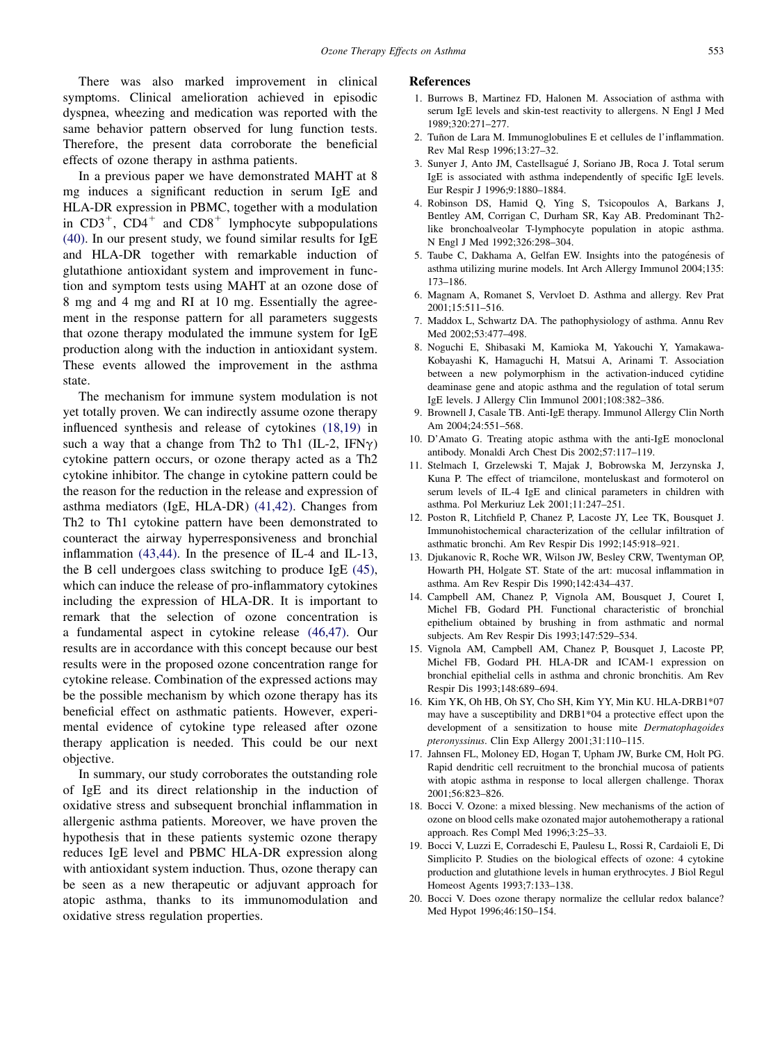There was also marked improvement in clinical symptoms. Clinical amelioration achieved in episodic dyspnea, wheezing and medication was reported with the same behavior pattern observed for lung function tests. Therefore, the present data corroborate the beneficial effects of ozone therapy in asthma patients.

In a previous paper we have demonstrated MAHT at 8 mg induces a significant reduction in serum IgE and HLA-DR expression in PBMC, together with a modulation in $CD3^+$, $CD4^+$ and $CD8^+$ lymphocyte subpopulations (40). In our present study, we found similar results for IgE and HLA-DR together with remarkable induction of glutathione antioxidant system and improvement in function and symptom tests using MAHT at an ozone dose of 8 mg and 4 mg and RI at 10 mg. Essentially the agreement in the response pattern for all parameters suggests that ozone therapy modulated the immune system for IgE production along with the induction in antioxidant system. These events allowed the improvement in the asthma state.

The mechanism for immune system modulation is not yet totally proven. We can indirectly assume ozone therapy influenced synthesis and release of cytokines (18,19) in such a way that a change from Th2 to Th1 (IL-2, IFN$\gamma$) cytokine pattern occurs, or ozone therapy acted as a Th2 cytokine inhibitor. The change in cytokine pattern could be the reason for the reduction in the release and expression of asthma mediators (IgE, HLA-DR) (41,42). Changes from Th2 to Th1 cytokine pattern have been demonstrated to counteract the airway hyperresponsiveness and bronchial inflammation (43,44). In the presence of IL-4 and IL-13, the B cell undergoes class switching to produce IgE (45), which can induce the release of pro-inflammatory cytokines including the expression of HLA-DR. It is important to remark that the selection of ozone concentration is a fundamental aspect in cytokine release (46,47). Our results are in accordance with this concept because our best results were in the proposed ozone concentration range for cytokine release. Combination of the expressed actions may be the possible mechanism by which ozone therapy has its beneficial effect on asthmatic patients. However, experimental evidence of cytokine type released after ozone therapy application is needed. This could be our next objective.

In summary, our study corroborates the outstanding role of IgE and its direct relationship in the induction of oxidative stress and subsequent bronchial inflammation in allergenic asthma patients. Moreover, we have proven the hypothesis that in these patients systemic ozone therapy reduces IgE level and PBMC HLA-DR expression along with antioxidant system induction. Thus, ozone therapy can be seen as a new therapeutic or adjuvant approach for atopic asthma, thanks to its immunomodulation and oxidative stress regulation properties.

## References

1. Burrows B, Martinez FD, Halonen M. Association of asthma with serum IgE levels and skin-test reactivity to allergens. N Engl J Med 1989;320:271–277.
2. Tuñon de Lara M. Immunoglobulines E et cellules de l'inflammation. Rev Mal Resp 1996;13:27–32.
3. Sunyer J, Anto JM, Castellsagué J, Soriano JB, Roca J. Total serum IgE is associated with asthma independently of specific IgE levels. Eur Respir J 1996;9:1880–1884.
4. Robinson DS, Hamid Q, Ying S, Tsicopoulos A, Barkans J, Bentley AM, Corrigan C, Durham SR, Kay AB. Predominant Th2-like bronchoalveolar T-lymphocyte population in atopic asthma. N Engl J Med 1992;326:298–304.
5. Taube C, Dakhama A, Gelfan EW. Insights into the patogénesis of asthma utilizing murine models. Int Arch Allergy Immunol 2004;135: 173–186.
6. Magnam A, Romanet S, Vervloet D. Asthma and allergy. Rev Prat 2001;15:511–516.
7. Maddox L, Schwartz DA. The pathophysiology of asthma. Annu Rev Med 2002;53:477–498.
8. Noguchi E, Shibasaki M, Kamioka M, Yakouchi Y, Yamakawa-Kobayashi K, Hamaguchi H, Matsui A, Arinami T. Association between a new polymorphism in the activation-induced cytidine deaminase gene and atopic asthma and the regulation of total serum IgE levels. J Allergy Clin Immunol 2001;108:382–386.
9. Brownell J, Casale TB. Anti-IgE therapy. Immunol Allergy Clin North Am 2004;24:551–568.
10. D'Amato G. Treating atopic asthma with the anti-IgE monoclonal antibody. Monaldi Arch Chest Dis 2002;57:117–119.
11. Stelmach I, Grzelewski T, Majak J, Bobrowska M, Jerzynska J, Kuna P. The effect of triamcilone, monteluskast and formoterol on serum levels of IL-4 IgE and clinical parameters in children with asthma. Pol Merkuriuz Lek 2001;11:247–251.
12. Poston R, Litchfield P, Chanez P, Lacoste JY, Lee TK, Bousquet J. Immunohistochemical characterization of the cellular infiltration of asthmatic bronchi. Am Rev Respir Dis 1992;145:918–921.
13. Djukanovic R, Roche WR, Wilson JW, Besley CRW, Twentyman OP, Howarth PH, Holgate ST. State of the art: mucosal inflammation in asthma. Am Rev Respir Dis 1990;142:434–437.
14. Campbell AM, Chanez P, Vignola AM, Bousquet J, Couret I, Michel FB, Godard PH. Functional characteristic of bronchial epithelium obtained by brushing in from asthmatic and normal subjects. Am Rev Respir Dis 1993;147:529–534.
15. Vignola AM, Campbell AM, Chanez P, Bousquet J, Lacoste PP, Michel FB, Godard PH. HLA-DR and ICAM-1 expression on bronchial epithelial cells in asthma and chronic bronchitis. Am Rev Respir Dis 1993;148:689–694.
16. Kim YK, Oh HB, Oh SY, Cho SH, Kim YY, Min KU. HLA-DRB1*07 may have a susceptibility and DRB1*04 a protective effect upon the development of a sensitization to house mite *Dermatophagoides pteronyssinus*. Clin Exp Allergy 2001;31:110–115.
17. Jahnsen FL, Moloney ED, Hogan T, Upham JW, Burke CM, Holt PG. Rapid dendritic cell recruitment to the bronchial mucosa of patients with atopic asthma in response to local allergen challenge. Thorax 2001;56:823–826.
18. Bocci V. Ozone: a mixed blessing. New mechanisms of the action of ozone on blood cells make ozonated major autohemotherapy a rational approach. Res Compl Med 1996;3:25–33.
19. Bocci V, Luzzi E, Corradeschi F, Paulesu L, Rossi R, Cardaioli E, Di Simplicito P. Studies on the biological effects of ozone: 4 cytokine production and glutathione levels in human erythrocytes. J Biol Regul Homeost Agents 1993;7:133–138.
20. Bocci V. Does ozone therapy normalize the cellular redox balance? Med Hypot 1996;46:150–154.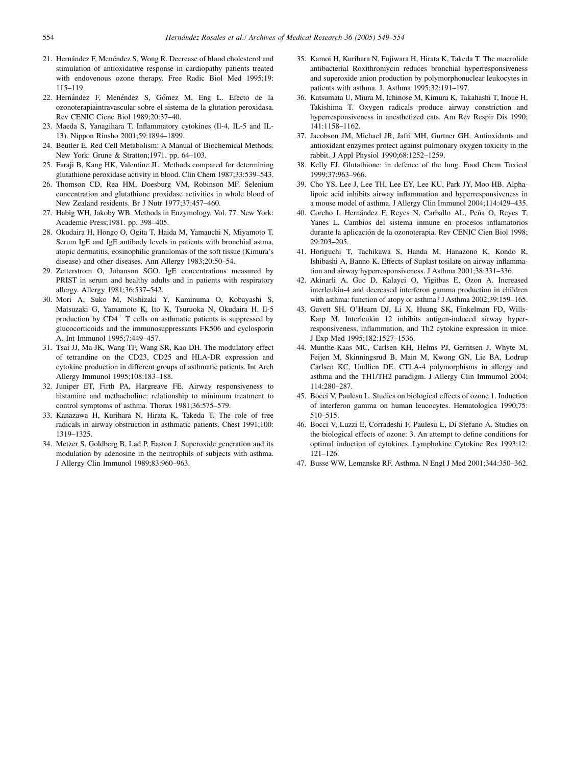21. Hernández F, Menéndez S, Wong R. Decrease of blood cholesterol and stimulation of antioxidative response in cardiopathy patients treated with endovenous ozone therapy. Free Radic Biol Med 1995;19: 115–119.
22. Hernández F, Menéndez S, Gómez M, Eng L. Efecto de la ozonoterapiaintravascular sobre el sistema de la glutation peroxidasa. Rev CENIC Cienc Biol 1989;20:37–40.
23. Maeda S, Yanagihara T. Inflammatory cytokines (Il-4, IL-5 and IL-13). Nippon Rinsho 2001;59:1894–1899.
24. Beutler E. Red Cell Metabolism: A Manual of Biochemical Methods. New York: Grune & Stratton;1971. pp. 64–103.
25. Faraji B, Kang HK, Valentine JL. Methods compared for determining glutathione peroxidase activity in blood. Clin Chem 1987;33:539–543.
26. Thomson CD, Rea HM, Doesburg VM, Robinson MF. Selenium concentration and glutathione proxidase activities in whole blood of New Zealand residents. Br J Nutr 1977;37:457–460.
27. Habig WH, Jakoby WB. Methods in Enzymology, Vol. 77. New York: Academic Press;1981. pp. 398–405.
28. Okudaira H, Hongo O, Ogita T, Haida M, Yamauchi N, Miyamoto T. Serum IgE and IgE antibody levels in patients with bronchial astma, atopic dermatitis, eosinophilic granulomas of the soft tissue (Kimura's disease) and other diseases. Ann Allergy 1983;20:50–54.
29. Zetterstrom O, Johanson SGO. IgE concentrations measured by PRIST in serum and healthy adults and in patients with respiratory allergy. Allergy 1981;36:537–542.
30. Mori A, Suko M, Nishizaki Y, Kaminuma O, Kobayashi S, Matsuzaki G, Yamamoto K, Ito K, Tsuruoka N, Okudaira H. Il-5 production by $CD4^+$ T cells on asthmatic patients is suppressed by glucocorticoids and the immunosuppressants FK506 and cyclosporin A. Int Immunol 1995;7:449–457.
31. Tsai JJ, Ma JK, Wang TF, Wang SR, Kao DH. The modulatory effect of tetrandine on the CD23, CD25 and HLA-DR expression and cytokine production in different groups of asthmatic patients. Int Arch Allergy Immunol 1995;108:183–188.
32. Juniper ET, Firth PA, Hargreave FE. Airway responsiveness to histamine and methacholine: relationship to minimum treatment to control symptoms of asthma. Thorax 1981;36:575–579.
33. Kanazawa H, Kurihara N, Hirata K, Takeda T. The role of free radicals in airway obstruction in asthmatic patients. Chest 1991;100: 1319–1325.
34. Metzer S, Goldberg B, Lad P, Easton J. Superoxide generation and its modulation by adenosine in the neutrophils of subjects with asthma. J Allergy Clin Immunol 1989;83:960–963.
35. Kamoi H, Kurihara N, Fujiwara H, Hirata K, Takeda T. The macrolide antibacterial Roxithromycin reduces bronchial hyperresponsiveness and superoxide anion production by polymorphonuclear leukocytes in patients with asthma. J. Asthma 1995;32:191–197.
36. Katsumata U, Miura M, Ichinose M, Kimura K, Takahashi T, Inoue H, Takishima T. Oxygen radicals produce airway constriction and hyperresponsiveness in anesthetized cats. Am Rev Respir Dis 1990; 141:1158–1162.
37. Jacobson JM, Michael JR, Jafri MH, Gurtner GH. Antioxidants and antioxidant enzymes protect against pulmonary oxygen toxicity in the rabbit. J Appl Physiol 1990;68:1252–1259.
38. Kelly FJ. Glutathione: in defence of the lung. Food Chem Toxicol 1999;37:963–966.
39. Cho YS, Lee J, Lee TH, Lee EY, Lee KU, Park JY, Moo HB. Alpha-lipoic acid inhibits airway inflammation and hyperresponsiveness in a mouse model of asthma. J Allergy Clin Immunol 2004;114:429–435.
40. Corcho I, Hernández F, Reyes N, Carballo AL, Peña O, Reyes T, Yanes L. Cambios del sistema inmune en procesos inflamatorios durante la aplicación de la ozonoterapia. Rev CENIC Cien Biol 1998; 29:203–205.
41. Horiguchi T, Tachikawa S, Handa M, Hanazono K, Kondo R, Ishibashi A, Banno K. Effects of Suplast tosilate on airway inflammation and airway hyperresponsiveness. J Asthma 2001;38:331–336.
42. Akinarli A, Guc D, Kalayci O, Yigitbas E, Ozon A. Increased interleukin-4 and decreased interferon gamma production in children with asthma: function of atopy or asthma? J Asthma 2002;39:159–165.
43. Gavett SH, O'Hearn DJ, Li X, Huang SK, Finkelman FD, Wills-Karp M. Interleukin 12 inhibits antigen-induced airway hyperresponsiveness, inflammation, and Th2 cytokine expression in mice. J Exp Med 1995;182:1527–1536.
44. Munthe-Kaas MC, Carlsen KH, Helms PJ, Gerritsen J, Whyte M, Feijen M, Skinningsrud B, Main M, Kwong GN, Lie BA, Lodrup Carlsen KC, Undlien DE. CTLA-4 polymorphisms in allergy and asthma and the TH1/TH2 paradigm. J Allergy Clin Immumol 2004; 114:280–287.
45. Bocci V, Paulesu L. Studies on biological effects of ozone 1. Induction of interferon gamma on human leucocytes. Hematologica 1990;75: 510–515.
46. Bocci V, Luzzi E, Corradeshi F, Paulesu L, Di Stefano A. Studies on the biological effects of ozone: 3. An attempt to define conditions for optimal induction of cytokines. Lymphokine Cytokine Res 1993;12: 121–126.
47. Busse WW, Lemanske RF. Asthma. N Engl J Med 2001;344:350–362.